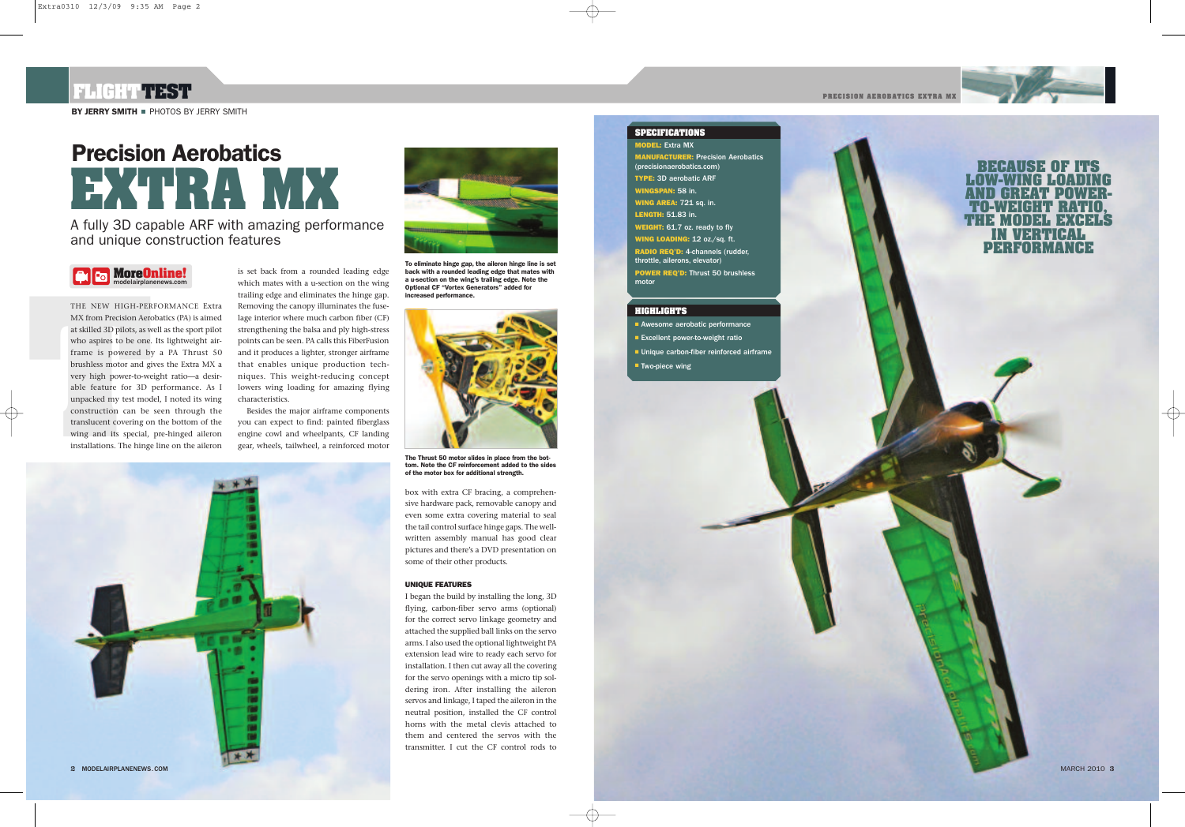BY JERRY SMITH ■ PHOTOS BY JERRY SMITH

# Precision Aerobatics EXTRA MX

A fully 3D capable ARF with amazing performance and unique construction features

THE NEW HIGH-PERFORMANCE Extra MX from Precision Aerobatics (PA) is aimed at skilled 3D pilots, as well as the sport pilot who aspires to be one. Its lightweight airframe is powered by a PA Thrust 50 brushless motor and gives the Extra MX a very high power-to-weight ratio—a desirable feature for 3D performance. As I unpacked my test model, I noted its wing construction can be seen through the translucent covering on the bottom of the wing and its special, pre-hinged aileron installations. The hinge line on the aileron is set back from a rounded leading edge which mates with a u-section on the wing trailing edge and eliminates the hinge gap. Removing the canopy illuminates the fuselage interior where much carbon fiber (CF) strengthening the balsa and ply high-stress points can be seen. PA calls this FiberFusion and it produces a lighter, stronger airframe that enables unique production techniques. This weight-reducing concept lowers wing loading for amazing flying characteristics.

Besides the major airframe components you can expect to find: painted fiberglass engine cowl and wheelpants, CF landing gear, wheels, tailwheel, a reinforced motor box with extra CF bracing, a comprehensive hardware pack, removable canopy and even some extra covering material to seal the tail control surface hinge gaps. The well-written assembly manual has good clear pictures and there's a DVD presentation on some of their other products.

To eliminate hinge gap, the aileron hinge line is set back with a rounded leading edge that mates with a u-section on the wing's trailing edge. Note the Optional CF "Vortex Generators" added for increased performance.

The Thrust 50 motor slides in place from the bottom. Note the CF reinforcement added to the sides of the motor box for additional strength.

### UNIQUE FEATURES

I began the build by installing the long, 3D flying, carbon-fiber servo arms (optional) for the correct servo linkage geometry and attached the supplied ball links on the servo arms. I also used the optional lightweight PA extension lead wire to ready each servo for installation. I then cut away all the covering for the servo openings with a micro tip soldering iron. After installing the aileron servos and linkage, I taped the aileron in the neutral position, installed the CF control horns with the metal clevis attached to them and centered the servos with the transmitter. I cut the CF control rods to

### SPECIFICATIONS

**MODEL:** Extra MX
**MANUFACTURER:** Precision Aerobatics (precisionaerobatics.com)
**TYPE:** 3D aerobatic ARF
**WINGSPAN:** 58 in.
**WING AREA:** 721 sq. in.
**LENGTH:** 51.83 in.
**WEIGHT:** 61.7 oz. ready to fly
**WING LOADING:** 12 oz./sq. ft.
**RADIO REQ'D:** 4-channels (rudder, throttle, ailerons, elevator)
**POWER REQ'D:** Thrust 50 brushless motor

### HIGHLIGHTS

- Awesome aerobatic performance
- Excellent power-to-weight ratio
- Unique carbon-fiber reinforced airframe
- Two-piece wing

BECAUSE OF ITS LOW-WING LOADING AND GREAT POWER-TO-WEIGHT RATIO, THE MODEL EXCELS IN VERTICAL PERFORMANCE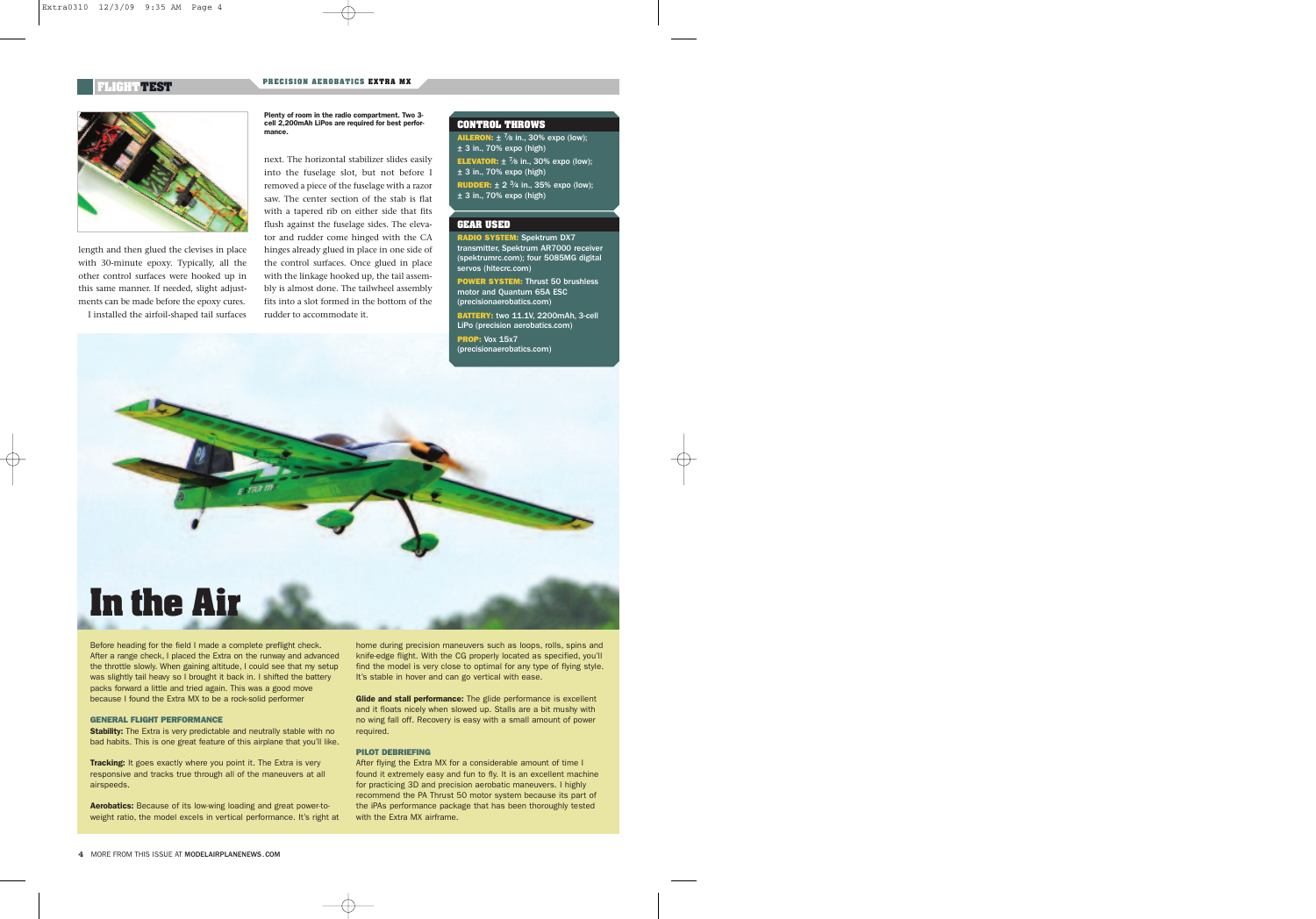Plenty of room in the radio compartment. Two 3-cell 2,200mAh LiPos are required for best performance.

length and then glued the clevises in place with 30-minute epoxy. Typically, all the other control surfaces were hooked up in this same manner. If needed, slight adjustments can be made before the epoxy cures.

I installed the airfoil-shaped tail surfaces next. The horizontal stabilizer slides easily into the fuselage slot, but not before I removed a piece of the fuselage with a razor saw. The center section of the stab is flat with a tapered rib on either side that fits flush against the fuselage sides. The elevator and rudder come hinged with the CA hinges already glued in place in one side of the control surfaces. Once glued in place with the linkage hooked up, the tail assembly is almost done. The tailwheel assembly fits into a slot formed in the bottom of the rudder to accommodate it.

### CONTROL THROWS

**AILERON:** ± 7/8 in., 30% expo (low); ± 3 in., 70% expo (high)

**ELEVATOR:** ± 7/8 in., 30% expo (low); ± 3 in., 70% expo (high)

**RUDDER:** ± 2 3/4 in., 35% expo (low); ± 3 in., 70% expo (high)

### GEAR USED

**RADIO SYSTEM:** Spektrum DX7 transmitter, Spektrum AR7000 receiver (spektrumrc.com); four 5085MG digital servos (hitecrc.com)

**POWER SYSTEM:** Thrust 50 brushless motor and Quantum 65A ESC (precisionaerobatics.com)

**BATTERY:** two 11.1V, 2200mAh, 3-cell LiPo (precision aerobatics.com)

**PROP:** Vox 15x7 (precisionaerobatics.com)

# In the Air

Before heading for the field I made a complete preflight check. After a range check, I placed the Extra on the runway and advanced the throttle slowly. When gaining altitude, I could see that my setup was slightly tail heavy so I brought it back in. I shifted the battery packs forward a little and tried again. This was a good move because I found the Extra MX to be a rock-solid performer

### GENERAL FLIGHT PERFORMANCE

**Stability:** The Extra is very predictable and neutrally stable with no bad habits. This is one great feature of this airplane that you'll like.

**Tracking:** It goes exactly where you point it. The Extra is very responsive and tracks true through all of the maneuvers at all airspeeds.

**Aerobatics:** Because of its low-wing loading and great power-to-weight ratio, the model excels in vertical performance. It's right at home during precision maneuvers such as loops, rolls, spins and knife-edge flight. With the CG properly located as specified, you'll find the model is very close to optimal for any type of flying style. It's stable in hover and can go vertical with ease.

**Glide and stall performance:** The glide performance is excellent and it floats nicely when slowed up. Stalls are a bit mushy with no wing fall off. Recovery is easy with a small amount of power required.

### PILOT DEBRIEFING

After flying the Extra MX for a considerable amount of time I found it extremely easy and fun to fly. It is an excellent machine for practicing 3D and precision aerobatic maneuvers. I highly recommend the PA Thrust 50 motor system because its part of the iPAs performance package that has been thoroughly tested with the Extra MX airframe.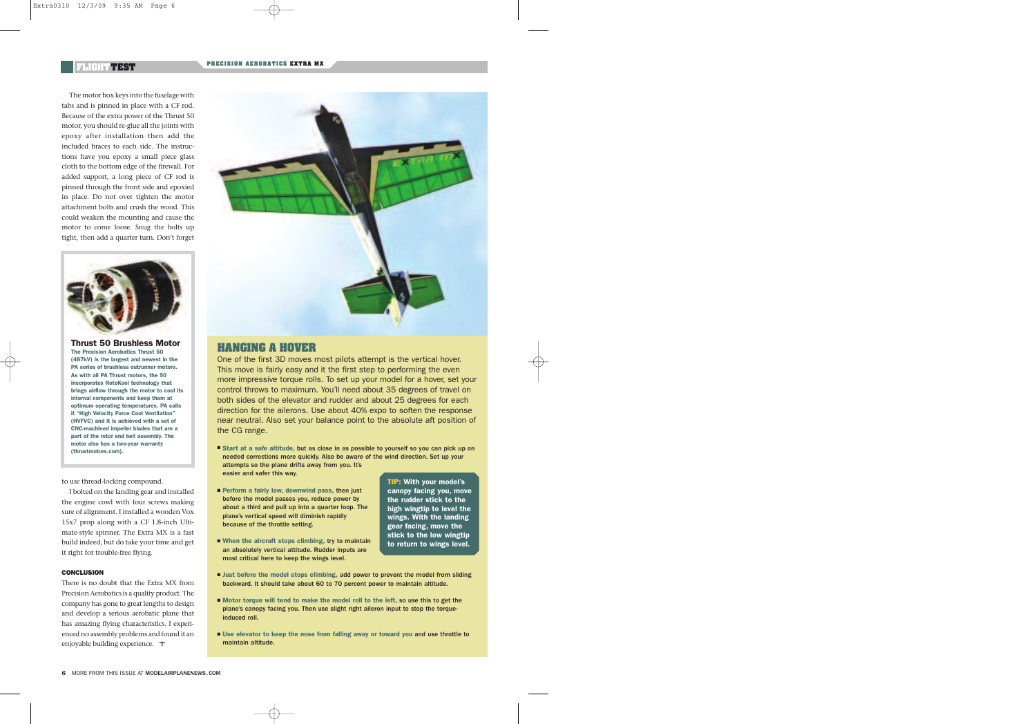The motor box keys into the fuselage with tabs and is pinned in place with a CF rod. Because of the extra power of the Thrust 50 motor, you should re-glue all the joints with epoxy after installation then add the included braces to each side. The instructions have you epoxy a small piece glass cloth to the bottom edge of the firewall. For added support, a long piece of CF rod is pinned through the front side and epoxied in place. Do not over tighten the motor attachment bolts and crush the wood. This could weaken the mounting and cause the motor to come loose. Snug the bolts up tight, then add a quarter turn. Don't forget to use thread-locking compound.

I bolted on the landing gear and installed the engine cowl with four screws making sure of alignment. I installed a wooden Vox 15x7 prop along with a CF 1.8-inch Ultimate-style spinner. The Extra MX is a fast build indeed, but do take your time and get it right for trouble-free flying.

**Thrust 50 Brushless Motor**

**The Precision Aerobatics Thrust 50 (487kV) is the largest and newest in the PA series of brushless outrunner motors. As with all PA Thrust motors, the 50 incorporates RotoKool technology that brings airflow through the motor to cool its internal components and keep them at optimum operating temperatures. PA calls it "High Velocity Force Cool Ventilation" (HVFVC) and it is achieved with a set of CNC-machined impeller blades that are a part of the rotor end bell assembly. The motor also has a two-year warranty (thrustmotors.com).**

#### CONCLUSION

There is no doubt that the Extra MX from Precision Aerobatics is a quality product. The company has gone to great lengths to design and develop a serious aerobatic plane that has amazing flying characteristics. I experienced no assembly problems and found it an enjoyable building experience.

## HANGING A HOVER

One of the first 3D moves most pilots attempt is the vertical hover. This move is fairly easy and it the first step to performing the even more impressive torque rolls. To set up your model for a hover, set your control throws to maximum. You'll need about 35 degrees of travel on both sides of the elevator and rudder and about 25 degrees for each direction for the ailerons. Use about 40% expo to soften the response near neutral. Also set your balance point to the absolute aft position of the CG range.

- **Start at a safe altitude,** but as close in as possible to yourself so you can pick up on needed corrections more quickly. Also be aware of the wind direction. Set up your attempts so the plane drifts away from you. It's easier and safer this way.
- **Perform a fairly low, downwind pass,** then just before the model passes you, reduce power by about a third and pull up into a quarter loop. The plane's vertical speed will diminish rapidly because of the throttle setting.
- **When the aircraft stops climbing,** try to maintain an absolutely vertical attitude. Rudder inputs are most critical here to keep the wings level.
- **Just before the model stops climbing,** add power to prevent the model from sliding backward. It should take about 60 to 70 percent power to maintain altitude.
- **Motor torque will tend to make the model roll to the left,** so use this to get the plane's canopy facing you. Then use slight right aileron input to stop the torque-induced roll.
- **Use elevator to keep the nose from falling away or toward you** and use throttle to maintain altitude.

**TIP: With your model's canopy facing you, move the rudder stick to the high wingtip to level the wings. With the landing gear facing, move the stick to the low wingtip to return to wings level.**